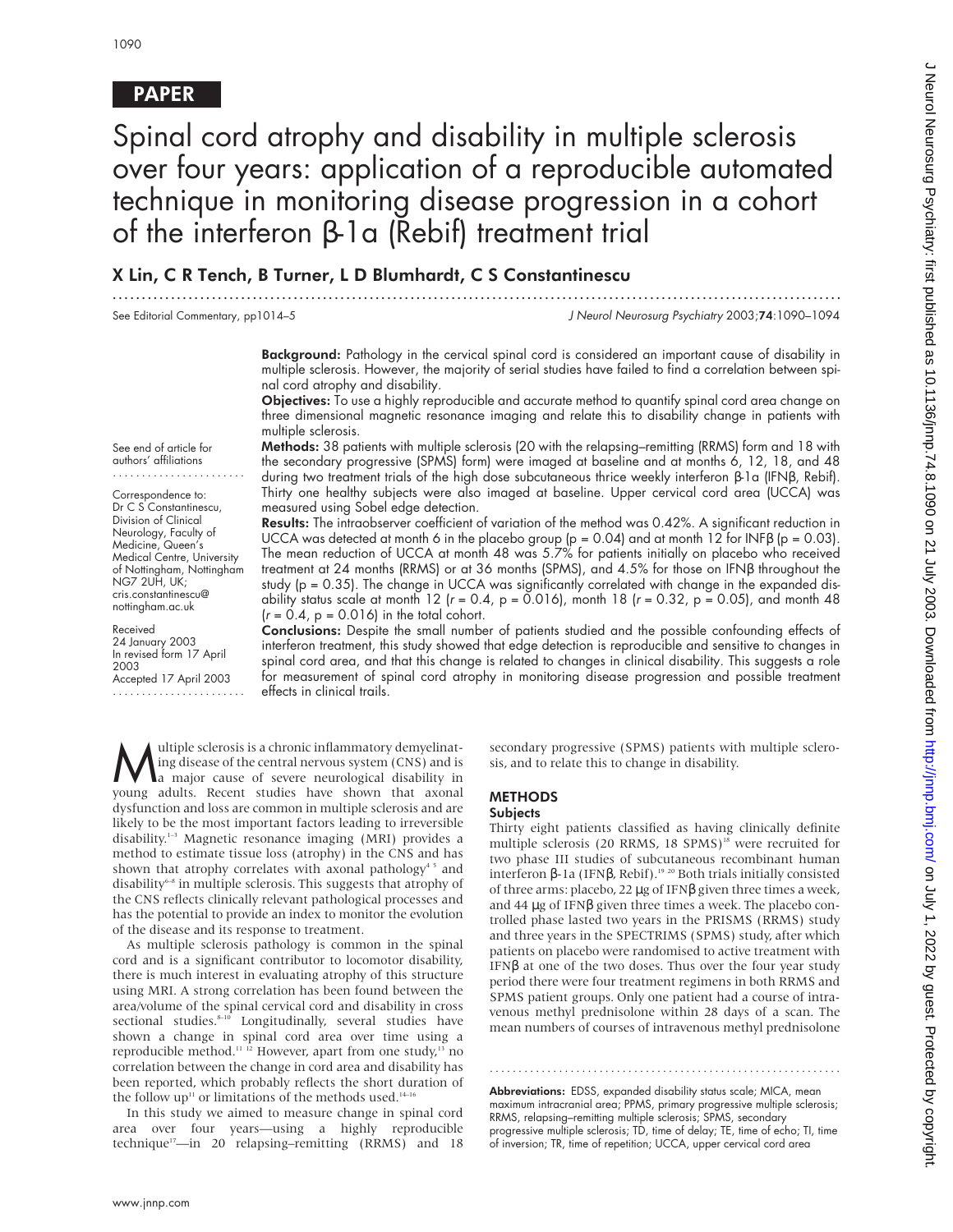PAPER

# Spinal cord atrophy and disability in multiple sclerosis over four years: application of a reproducible automated technique in monitoring disease progression in a cohort of the interferon β-1a (Rebif) treatment trial

**X Lin, C R Tench, B Turner, L D Blumhardt, C S Constantinescu**

See Editorial Commentary, pp1014–5

See end of article for authors' affiliations

Correspondence to: Dr C S Constantinescu, Division of Clinical Neurology, Faculty of Medicine, Queen's Medical Centre, University of Nottingham, Nottingham NG7 2UH, UK; cris.constantinescu@nottingham.ac.uk

Received 24 January 2003
In revised form 17 April 2003
Accepted 17 April 2003

**Background:** Pathology in the cervical spinal cord is considered an important cause of disability in multiple sclerosis. However, the majority of serial studies have failed to find a correlation between spinal cord atrophy and disability.

**Objectives:** To use a highly reproducible and accurate method to quantify spinal cord area change on three dimensional magnetic resonance imaging and relate this to disability change in patients with multiple sclerosis.

**Methods:** 38 patients with multiple sclerosis (20 with the relapsing–remitting (RRMS) form and 18 with the secondary progressive (SPMS) form) were imaged at baseline and at months 6, 12, 18, and 48 during two treatment trials of the high dose subcutaneous thrice weekly interferon β-1a (IFNβ, Rebif). Thirty one healthy subjects were also imaged at baseline. Upper cervical cord area (UCCA) was measured using Sobel edge detection.

**Results:** The intraobserver coefficient of variation of the method was 0.42%. A significant reduction in UCCA was detected at month 6 in the placebo group ($p = 0.04$) and at month 12 for INFβ ($p = 0.03$). The mean reduction of UCCA at month 48 was 5.7% for patients initially on placebo who received treatment at 24 months (RRMS) or at 36 months (SPMS), and 4.5% for those on IFNβ throughout the study ($p = 0.35$). The change in UCCA was significantly correlated with change in the expanded disability status scale at month 12 ($r = 0.4$, $p = 0.016$), month 18 ($r = 0.32$, $p = 0.05$), and month 48 ($r = 0.4$, $p = 0.016$) in the total cohort.

**Conclusions:** Despite the small number of patients studied and the possible confounding effects of interferon treatment, this study showed that edge detection is reproducible and sensitive to changes in spinal cord area, and that this change is related to changes in clinical disability. This suggests a role for measurement of spinal cord atrophy in monitoring disease progression and possible treatment effects in clinical trails.

Multiple sclerosis is a chronic inflammatory demyelinating disease of the central nervous system (CNS) and is a major cause of severe neurological disability in young adults. Recent studies have shown that axonal dysfunction and loss are common in multiple sclerosis and are likely to be the most important factors leading to irreversible disability.[1–3] Magnetic resonance imaging (MRI) provides a method to estimate tissue loss (atrophy) in the CNS and has shown that atrophy correlates with axonal pathology[4 5] and disability[6–8] in multiple sclerosis. This suggests that atrophy of the CNS reflects clinically relevant pathological processes and has the potential to provide an index to monitor the evolution of the disease and its response to treatment.

As multiple sclerosis pathology is common in the spinal cord and is a significant contributor to locomotor disability, there is much interest in evaluating atrophy of this structure using MRI. A strong correlation has been found between the area/volume of the spinal cervical cord and disability in cross sectional studies.[8–10] Longitudinally, several studies have shown a change in spinal cord area over time using a reproducible method.[11 12] However, apart from one study,[13] no correlation between the change in cord area and disability has been reported, which probably reflects the short duration of the follow up[11] or limitations of the methods used.[14–16]

In this study we aimed to measure change in spinal cord area over four years—using a highly reproducible technique[17]—in 20 relapsing–remitting (RRMS) and 18 secondary progressive (SPMS) patients with multiple sclerosis, and to relate this to change in disability.

## METHODS

### Subjects

Thirty eight patients classified as having clinically definite multiple sclerosis (20 RRMS, 18 SPMS)[18] were recruited for two phase III studies of subcutaneous recombinant human interferon β-1a (IFNβ, Rebif).[19 20] Both trials initially consisted of three arms: placebo, 22 μg of IFNβ given three times a week, and 44 μg of IFNβ given three times a week. The placebo controlled phase lasted two years in the PRISMS (RRMS) study and three years in the SPECTRIMS (SPMS) study, after which patients on placebo were randomised to active treatment with IFNβ at one of the two doses. Thus over the four year study period there were four treatment regimens in both RRMS and SPMS patient groups. Only one patient had a course of intravenous methyl prednisolone within 28 days of a scan. The mean numbers of courses of intravenous methyl prednisolone

**Abbreviations:** EDSS, expanded disability status scale; MICA, mean maximum intracranial area; PPMS, primary progressive multiple sclerosis; RRMS, relapsing–remitting multiple sclerosis; SPMS, secondary progressive multiple sclerosis; TD, time of delay; TE, time of echo; TI, time of inversion; TR, time of repetition; UCCA, upper cervical cord area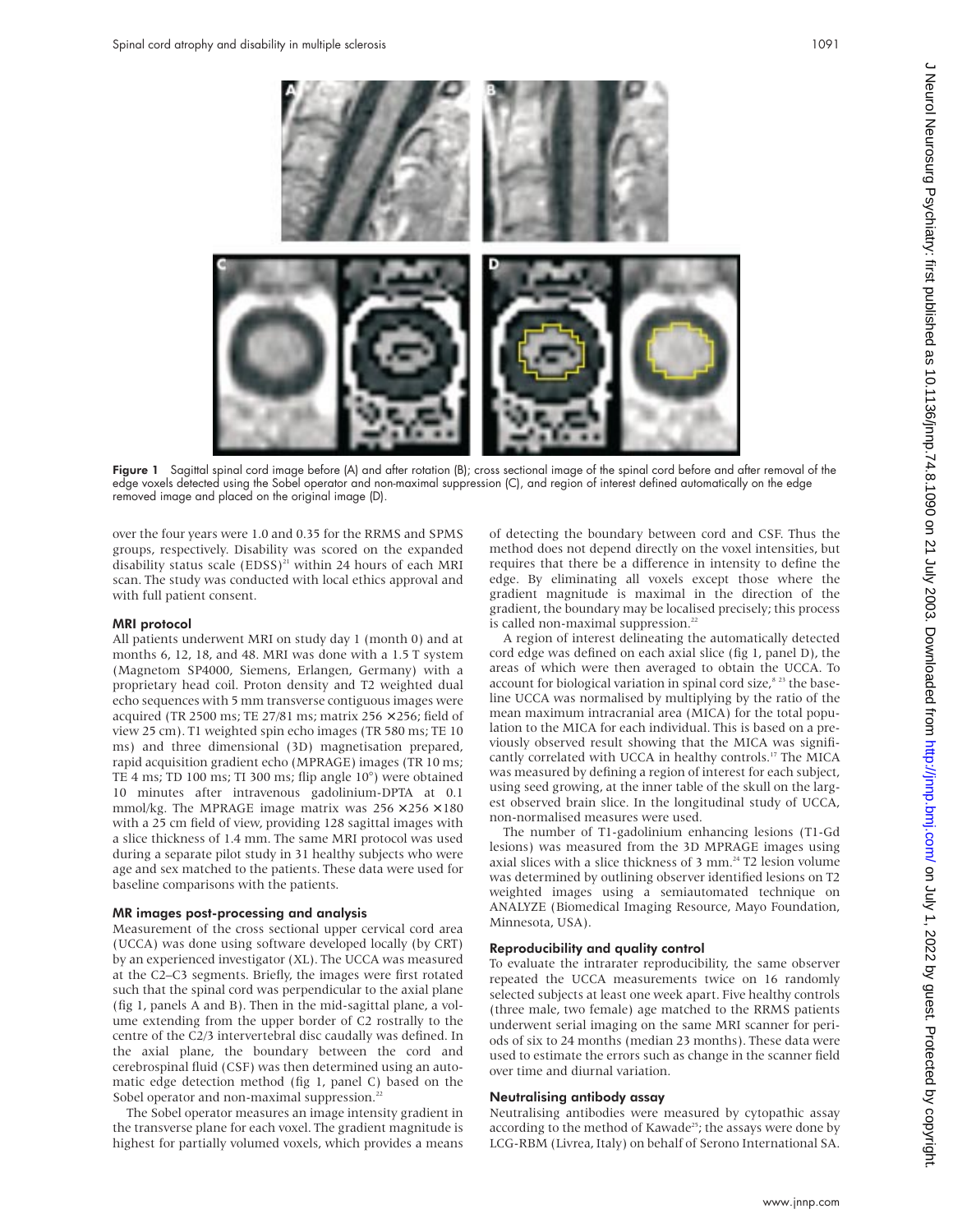Figure 1 Sagittal spinal cord image before (A) and after rotation (B); cross sectional image of the spinal cord before and after removal of the edge voxels detected using the Sobel operator and non-maximal suppression (C), and region of interest defined automatically on the edge removed image and placed on the original image (D).

over the four years were 1.0 and 0.35 for the RRMS and SPMS groups, respectively. Disability was scored on the expanded disability status scale (EDSS)[21] within 24 hours of each MRI scan. The study was conducted with local ethics approval and with full patient consent.

### MRI protocol

All patients underwent MRI on study day 1 (month 0) and at months 6, 12, 18, and 48. MRI was done with a 1.5 T system (Magnetom SP4000, Siemens, Erlangen, Germany) with a proprietary head coil. Proton density and T2 weighted dual echo sequences with 5 mm transverse contiguous images were acquired (TR 2500 ms; TE 27/81 ms; matrix 256 ×256; field of view 25 cm). T1 weighted spin echo images (TR 580 ms; TE 10 ms) and three dimensional (3D) magnetisation prepared, rapid acquisition gradient echo (MPRAGE) images (TR 10 ms; TE 4 ms; TD 100 ms; TI 300 ms; flip angle 10°) were obtained 10 minutes after intravenous gadolinium-DPTA at 0.1 mmol/kg. The MPRAGE image matrix was 256 ×256 ×180 with a 25 cm field of view, providing 128 sagittal images with a slice thickness of 1.4 mm. The same MRI protocol was used during a separate pilot study in 31 healthy subjects who were age and sex matched to the patients. These data were used for baseline comparisons with the patients.

### MR images post-processing and analysis

Measurement of the cross sectional upper cervical cord area (UCCA) was done using software developed locally (by CRT) by an experienced investigator (XL). The UCCA was measured at the C2–C3 segments. Briefly, the images were first rotated such that the spinal cord was perpendicular to the axial plane (fig 1, panels A and B). Then in the mid-sagittal plane, a volume extending from the upper border of C2 rostrally to the centre of the C2/3 intervertebral disc caudally was defined. In the axial plane, the boundary between the cord and cerebrospinal fluid (CSF) was then determined using an automatic edge detection method (fig 1, panel C) based on the Sobel operator and non-maximal suppression.[22]

The Sobel operator measures an image intensity gradient in the transverse plane for each voxel. The gradient magnitude is highest for partially volumed voxels, which provides a means of detecting the boundary between cord and CSF. Thus the method does not depend directly on the voxel intensities, but requires that there be a difference in intensity to define the edge. By eliminating all voxels except those where the gradient magnitude is maximal in the direction of the gradient, the boundary may be localised precisely; this process is called non-maximal suppression.[22]

A region of interest delineating the automatically detected cord edge was defined on each axial slice (fig 1, panel D), the areas of which were then averaged to obtain the UCCA. To account for biological variation in spinal cord size,[8 23] the baseline UCCA was normalised by multiplying by the ratio of the mean maximum intracranial area (MICA) for the total population to the MICA for each individual. This is based on a previously observed result showing that the MICA was significantly correlated with UCCA in healthy controls.[17] The MICA was measured by defining a region of interest for each subject, using seed growing, at the inner table of the skull on the largest observed brain slice. In the longitudinal study of UCCA, non-normalised measures were used.

The number of T1-gadolinium enhancing lesions (T1-Gd lesions) was measured from the 3D MPRAGE images using axial slices with a slice thickness of 3 mm.[24] T2 lesion volume was determined by outlining observer identified lesions on T2 weighted images using a semiautomated technique on ANALYZE (Biomedical Imaging Resource, Mayo Foundation, Minnesota, USA).

### Reproducibility and quality control

To evaluate the intrarater reproducibility, the same observer repeated the UCCA measurements twice on 16 randomly selected subjects at least one week apart. Five healthy controls (three male, two female) age matched to the RRMS patients underwent serial imaging on the same MRI scanner for periods of six to 24 months (median 23 months). These data were used to estimate the errors such as change in the scanner field over time and diurnal variation.

### Neutralising antibody assay

Neutralising antibodies were measured by cytopathic assay according to the method of Kawade[25]; the assays were done by LCG-RBM (Livrea, Italy) on behalf of Serono International SA.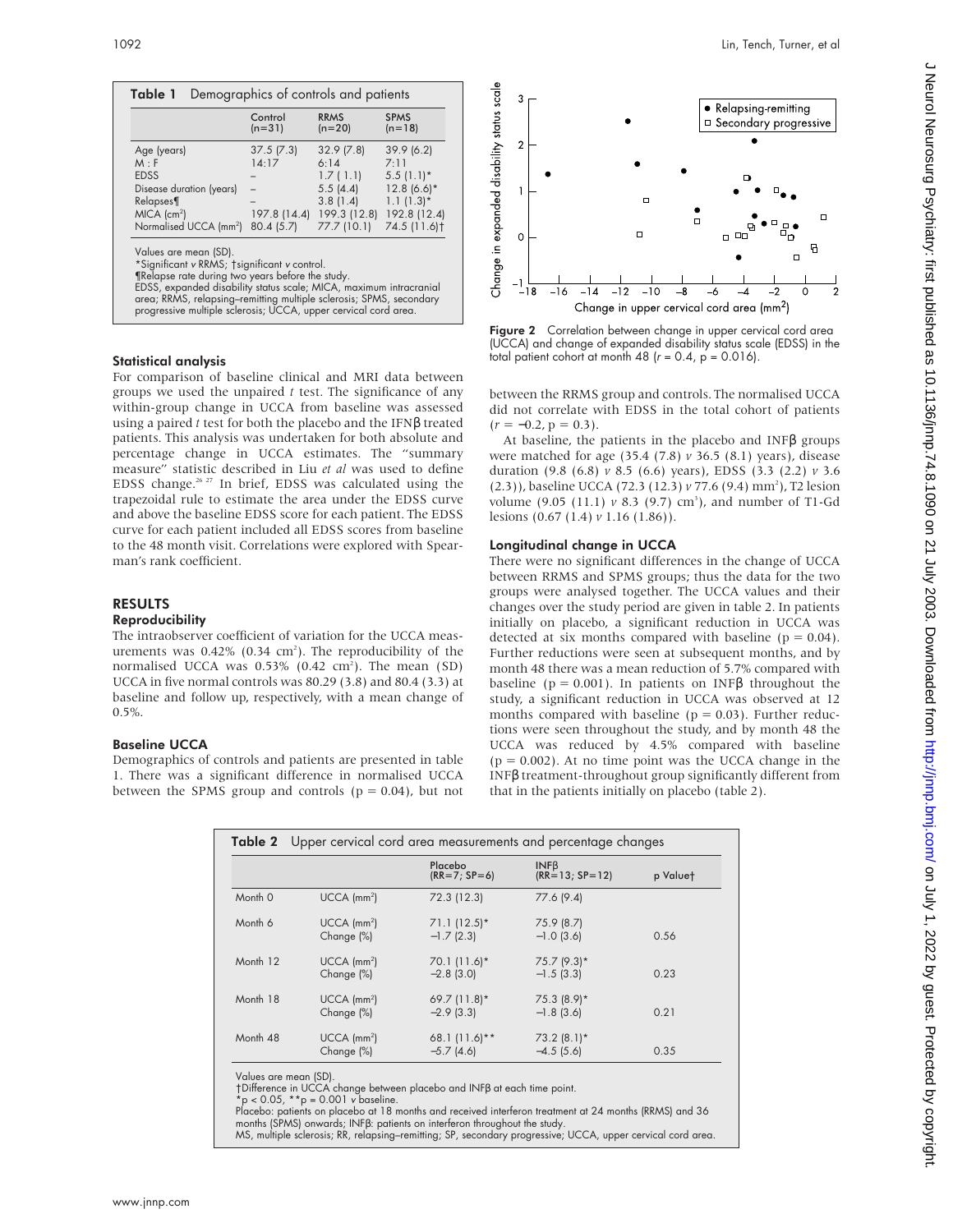**Table 1** Demographics of controls and patients

| | Control (n=31) | RRMS (n=20) | SPMS (n=18) |
|---|---|---|---|
| Age (years) | 37.5 (7.3) | 32.9 (7.8) | 39.9 (6.2) |
| M : F | 14:17 | 6:14 | 7:11 |
| EDSS | – | 1.7 ( 1.1) | 5.5 (1.1)* |
| Disease duration (years) | – | 5.5 (4.4) | 12.8 (6.6)* |
| Relapses¶ | – | 3.8 (1.4) | 1.1 (1.3)* |
| MICA ($cm^2$) | 197.8 (14.4) | 199.3 (12.8) | 192.8 (12.4) |
| Normalised UCCA ($mm^2$) | 80.4 (5.7) | 77.7 (10.1) | 74.5 (11.6)† |

Values are mean (SD).
*Significant *v* RRMS; †significant *v* control.
¶Relapse rate during two years before the study.
EDSS, expanded disability status scale; MICA, maximum intracranial area; RRMS, relapsing–remitting multiple sclerosis; SPMS, secondary progressive multiple sclerosis; UCCA, upper cervical cord area.

### Statistical analysis

For comparison of baseline clinical and MRI data between groups we used the unpaired *t* test. The significance of any within-group change in UCCA from baseline was assessed using a paired *t* test for both the placebo and the IFNβ treated patients. This analysis was undertaken for both absolute and percentage change in UCCA estimates. The "summary measure" statistic described in Liu *et al* was used to define EDSS change.[26,27] In brief, EDSS was calculated using the trapezoidal rule to estimate the area under the EDSS curve and above the baseline EDSS score for each patient. The EDSS curve for each patient included all EDSS scores from baseline to the 48 month visit. Correlations were explored with Spearman's rank coefficient.

## RESULTS

### Reproducibility

The intraobserver coefficient of variation for the UCCA measurements was 0.42% (0.34 $cm^2$). The reproducibility of the normalised UCCA was 0.53% (0.42 $cm^2$). The mean (SD) UCCA in five normal controls was 80.29 (3.8) and 80.4 (3.3) at baseline and follow up, respectively, with a mean change of 0.5%.

### Baseline UCCA

Demographics of controls and patients are presented in table 1. There was a significant difference in normalised UCCA between the SPMS group and controls ($p = 0.04$), but not between the RRMS group and controls. The normalised UCCA did not correlate with EDSS in the total cohort of patients ($r = -0.2$, $p = 0.3$).

At baseline, the patients in the placebo and INFβ groups were matched for age (35.4 (7.8) *v* 36.5 (8.1) years), disease duration (9.8 (6.8) *v* 8.5 (6.6) years), EDSS (3.3 (2.2) *v* 3.6 (2.3)), baseline UCCA (72.3 (12.3) *v* 77.6 (9.4) $mm^2$), T2 lesion volume (9.05 (11.1) *v* 8.3 (9.7) $cm^3$), and number of T1-Gd lesions (0.67 (1.4) *v* 1.16 (1.86)).

Figure 2 Correlation between change in upper cervical cord area (UCCA) and change of expanded disability status scale (EDSS) in the total patient cohort at month 48 ($r = 0.4$, $p = 0.016$).

### Longitudinal change in UCCA

There were no significant differences in the change of UCCA between RRMS and SPMS groups; thus the data for the two groups were analysed together. The UCCA values and their changes over the study period are given in table 2. In patients initially on placebo, a significant reduction in UCCA was detected at six months compared with baseline ($p = 0.04$). Further reductions were seen at subsequent months, and by month 48 there was a mean reduction of 5.7% compared with baseline ($p = 0.001$). In patients on INFβ throughout the study, a significant reduction in UCCA was observed at 12 months compared with baseline ($p = 0.03$). Further reductions were seen throughout the study, and by month 48 the UCCA was reduced by 4.5% compared with baseline ($p = 0.002$). At no time point was the UCCA change in the INFβ treatment-throughout group significantly different from that in the patients initially on placebo (table 2).

**Table 2** Upper cervical cord area measurements and percentage changes

| | | Placebo (RR=7; SP=6) | INFβ (RR=13; SP=12) | p Value† |
|---|---|---|---|---|
| Month 0 | UCCA ($mm^2$) | 72.3 (12.3) | 77.6 (9.4) | |
| Month 6 | UCCA ($mm^2$) | 71.1 (12.5)* | 75.9 (8.7) | |
| | Change (%) | −1.7 (2.3) | −1.0 (3.6) | 0.56 |
| Month 12 | UCCA ($mm^2$) | 70.1 (11.6)* | 75.7 (9.3)* | |
| | Change (%) | −2.8 (3.0) | −1.5 (3.3) | 0.23 |
| Month 18 | UCCA ($mm^2$) | 69.7 (11.8)* | 75.3 (8.9)* | |
| | Change (%) | −2.9 (3.3) | −1.8 (3.6) | 0.21 |
| Month 48 | UCCA ($mm^2$) | 68.1 (11.6)** | 73.2 (8.1)* | |
| | Change (%) | −5.7 (4.6) | −4.5 (5.6) | 0.35 |

Values are mean (SD).
†Difference in UCCA change between placebo and INFβ at each time point.
*$p < 0.05$, **$p = 0.001$ *v* baseline.
Placebo: patients on placebo at 18 months and received interferon treatment at 24 months (RRMS) and 36 months (SPMS) onwards; INFβ: patients on interferon throughout the study.
MS, multiple sclerosis; RR, relapsing–remitting; SP, secondary progressive; UCCA, upper cervical cord area.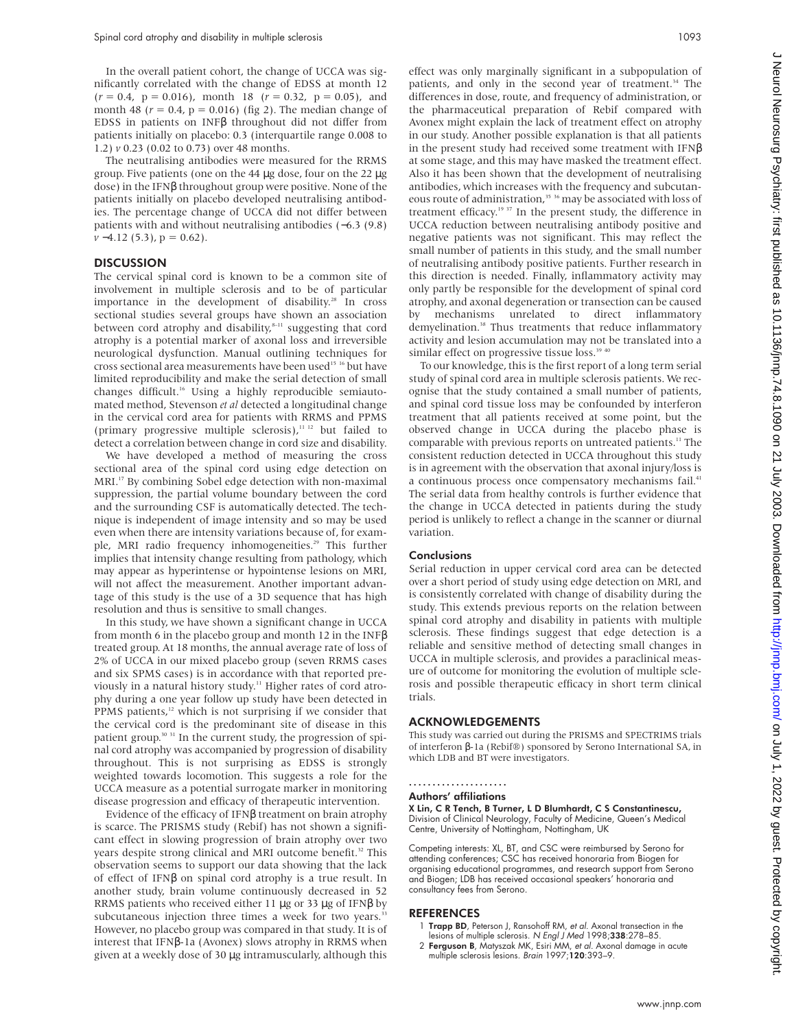In the overall patient cohort, the change of UCCA was significantly correlated with the change of EDSS at month 12 ($r = 0.4$, $p = 0.016$), month 18 ($r = 0.32$, $p = 0.05$), and month 48 ($r = 0.4$, $p = 0.016$) (fig 2). The median change of EDSS in patients on INFβ throughout did not differ from patients initially on placebo: 0.3 (interquartile range 0.008 to 1.2) *v* 0.23 (0.02 to 0.73) over 48 months.

The neutralising antibodies were measured for the RRMS group. Five patients (one on the 44 μg dose, four on the 22 μg dose) in the IFNβ throughout group were positive. None of the patients initially on placebo developed neutralising antibodies. The percentage change of UCCA did not differ between patients with and without neutralising antibodies (−6.3 (9.8) *v* −4.12 (5.3), $p = 0.62$).

## DISCUSSION

The cervical spinal cord is known to be a common site of involvement in multiple sclerosis and to be of particular importance in the development of disability.[28] In cross sectional studies several groups have shown an association between cord atrophy and disability,[8–11] suggesting that cord atrophy is a potential marker of axonal loss and irreversible neurological dysfunction. Manual outlining techniques for cross sectional area measurements have been used[15 16] but have limited reproducibility and make the serial detection of small changes difficult.[16] Using a highly reproducible semiautomated method, Stevenson *et al* detected a longitudinal change in the cervical cord area for patients with RRMS and PPMS (primary progressive multiple sclerosis),[11 12] but failed to detect a correlation between change in cord size and disability.

We have developed a method of measuring the cross sectional area of the spinal cord using edge detection on MRI.[17] By combining Sobel edge detection with non-maximal suppression, the partial volume boundary between the cord and the surrounding CSF is automatically detected. The technique is independent of image intensity and so may be used even when there are intensity variations because of, for example, MRI radio frequency inhomogeneities.[29] This further implies that intensity change resulting from pathology, which may appear as hyperintense or hypointense lesions on MRI, will not affect the measurement. Another important advantage of this study is the use of a 3D sequence that has high resolution and thus is sensitive to small changes.

In this study, we have shown a significant change in UCCA from month 6 in the placebo group and month 12 in the INFβ treated group. At 18 months, the annual average rate of loss of 2% of UCCA in our mixed placebo group (seven RRMS cases and six SPMS cases) is in accordance with that reported previously in a natural history study.[11] Higher rates of cord atrophy during a one year follow up study have been detected in PPMS patients,[12] which is not surprising if we consider that the cervical cord is the predominant site of disease in this patient group.[30 31] In the current study, the progression of spinal cord atrophy was accompanied by progression of disability throughout. This is not surprising as EDSS is strongly weighted towards locomotion. This suggests a role for the UCCA measure as a potential surrogate marker in monitoring disease progression and efficacy of therapeutic intervention.

Evidence of the efficacy of IFNβ treatment on brain atrophy is scarce. The PRISMS study (Rebif) has not shown a significant effect in slowing progression of brain atrophy over two years despite strong clinical and MRI outcome benefit.[32] This observation seems to support our data showing that the lack of effect of IFNβ on spinal cord atrophy is a true result. In another study, brain volume continuously decreased in 52 RRMS patients who received either 11 μg or 33 μg of IFNβ by subcutaneous injection three times a week for two years.[33] However, no placebo group was compared in that study. It is of interest that IFNβ-1a (Avonex) slows atrophy in RRMS when given at a weekly dose of 30 μg intramuscularly, although this effect was only marginally significant in a subpopulation of patients, and only in the second year of treatment.[34] The differences in dose, route, and frequency of administration, or the pharmaceutical preparation of Rebif compared with Avonex might explain the lack of treatment effect on atrophy in our study. Another possible explanation is that all patients in the present study had received some treatment with IFNβ at some stage, and this may have masked the treatment effect. Also it has been shown that the development of neutralising antibodies, which increases with the frequency and subcutaneous route of administration,[35 36] may be associated with loss of treatment efficacy.[19 37] In the present study, the difference in UCCA reduction between neutralising antibody positive and negative patients was not significant. This may reflect the small number of patients in this study, and the small number of neutralising antibody positive patients. Further research in this direction is needed. Finally, inflammatory activity may only partly be responsible for the development of spinal cord atrophy, and axonal degeneration or transection can be caused by mechanisms unrelated to direct inflammatory demyelination.[38] Thus treatments that reduce inflammatory activity and lesion accumulation may not be translated into a similar effect on progressive tissue loss.[39 40]

To our knowledge, this is the first report of a long term serial study of spinal cord area in multiple sclerosis patients. We recognise that the study contained a small number of patients, and spinal cord tissue loss may be confounded by interferon treatment that all patients received at some point, but the observed change in UCCA during the placebo phase is comparable with previous reports on untreated patients.[11] The consistent reduction detected in UCCA throughout this study is in agreement with the observation that axonal injury/loss is a continuous process once compensatory mechanisms fail.[41] The serial data from healthy controls is further evidence that the change in UCCA detected in patients during the study period is unlikely to reflect a change in the scanner or diurnal variation.

### Conclusions

Serial reduction in upper cervical cord area can be detected over a short period of study using edge detection on MRI, and is consistently correlated with change of disability during the study. This extends previous reports on the relation between spinal cord atrophy and disability in patients with multiple sclerosis. These findings suggest that edge detection is a reliable and sensitive method of detecting small changes in UCCA in multiple sclerosis, and provides a paraclinical measure of outcome for monitoring the evolution of multiple sclerosis and possible therapeutic efficacy in short term clinical trials.

## ACKNOWLEDGEMENTS

This study was carried out during the PRISMS and SPECTRIMS trials of interferon β-1a (Rebif®) sponsored by Serono International SA, in which LDB and BT were investigators.

### Authors' affiliations

**X Lin, C R Tench, B Turner, L D Blumhardt, C S Constantinescu,** Division of Clinical Neurology, Faculty of Medicine, Queen's Medical Centre, University of Nottingham, Nottingham, UK

Competing interests: XL, BT, and CSC were reimbursed by Serono for attending conferences; CSC has received honoraria from Biogen for organising educational programmes, and research support from Serono and Biogen; LDB has received occasional speakers' honoraria and consultancy fees from Serono.

## REFERENCES

1. **Trapp BD**, Peterson J, Ransohoff RM, *et al*. Axonal transection in the lesions of multiple sclerosis. *N Engl J Med* 1998;**338**:278–85.
2. **Ferguson B**, Matyszak MK, Esiri MM, *et al*. Axonal damage in acute multiple sclerosis lesions. *Brain* 1997;**120**:393–9.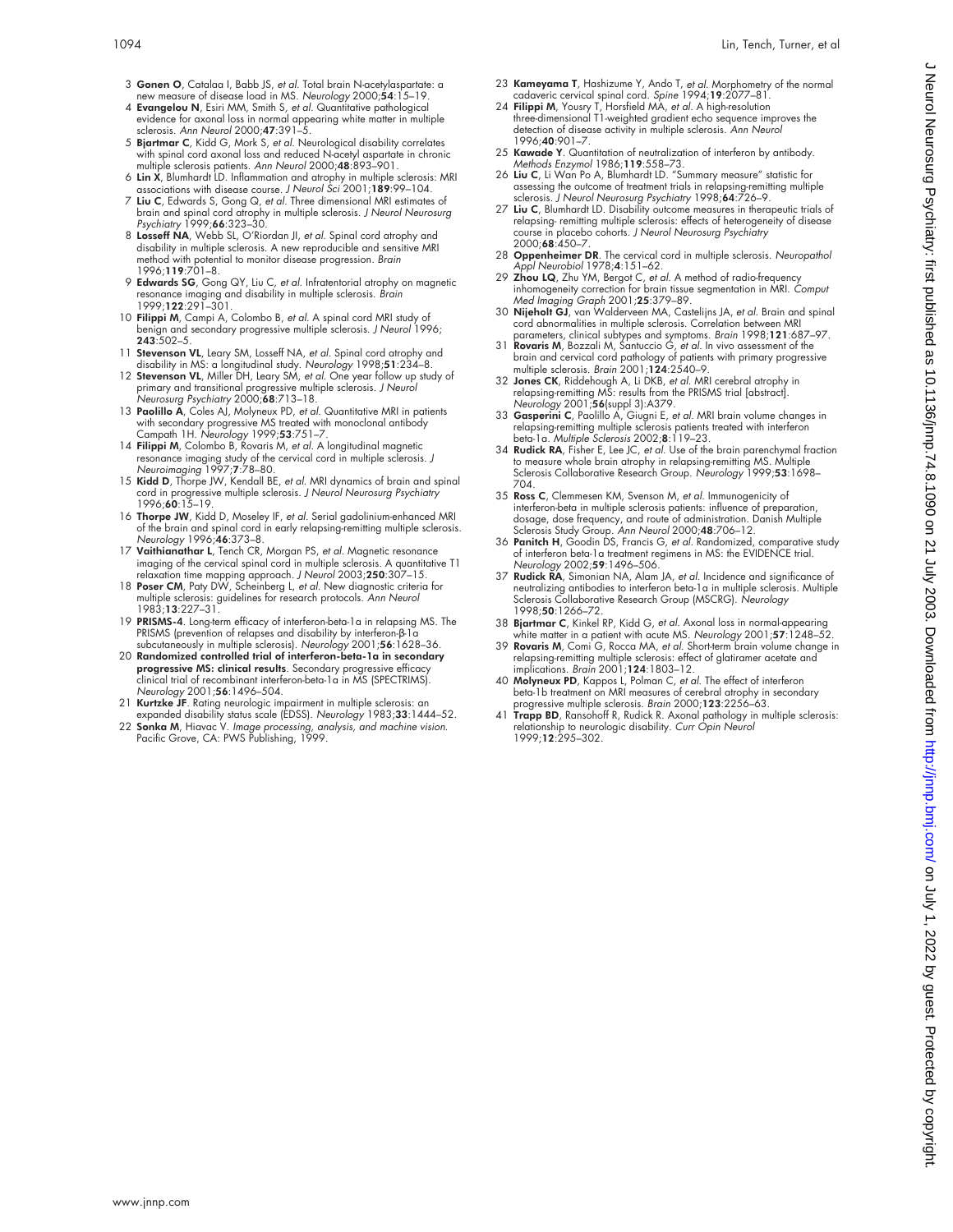3 **Gonen O**, Catalaa I, Babb JS, *et al*. Total brain N-acetylaspartate: a new measure of disease load in MS. *Neurology* 2000;**54**:15–19.

4 **Evangelou N**, Esiri MM, Smith S, *et al*. Quantitative pathological evidence for axonal loss in normal appearing white matter in multiple sclerosis. *Ann Neurol* 2000;**47**:391–5.

5 **Bjartmar C**, Kidd G, Mork S, *et al*. Neurological disability correlates with spinal cord axonal loss and reduced N-acetyl aspartate in chronic multiple sclerosis patients. *Ann Neurol* 2000;**48**:893–901.

6 **Lin X**, Blumhardt LD. Inflammation and atrophy in multiple sclerosis: MRI associations with disease course. *J Neurol Sci* 2001;**189**:99–104.

7 **Liu C**, Edwards S, Gong Q, *et al*. Three dimensional MRI estimates of brain and spinal cord atrophy in multiple sclerosis. *J Neurol Neurosurg Psychiatry* 1999;**66**:323–30.

8 **Losseff NA**, Webb SL, O'Riordan JI, *et al*. Spinal cord atrophy and disability in multiple sclerosis. A new reproducible and sensitive MRI method with potential to monitor disease progression. *Brain* 1996;**119**:701–8.

9 **Edwards SG**, Gong QY, Liu C, *et al*. Infratentorial atrophy on magnetic resonance imaging and disability in multiple sclerosis. *Brain* 1999;**122**:291–301.

10 **Filippi M**, Campi A, Colombo B, *et al*. A spinal cord MRI study of benign and secondary progressive multiple sclerosis. *J Neurol* 1996; **243**:502–5.

11 **Stevenson VL**, Leary SM, Losseff NA, *et al*. Spinal cord atrophy and disability in MS: a longitudinal study. *Neurology* 1998;**51**:234–8.

12 **Stevenson VL**, Miller DH, Leary SM, *et al*. One year follow up study of primary and transitional progressive multiple sclerosis. *J Neurol Neurosurg Psychiatry* 2000;**68**:713–18.

13 **Paolillo A**, Coles AJ, Molyneux PD, *et al*. Quantitative MRI in patients with secondary progressive MS treated with monoclonal antibody Campath 1H. *Neurology* 1999;**53**:751–7.

14 **Filippi M**, Colombo B, Rovaris M, *et al*. A longitudinal magnetic resonance imaging study of the cervical cord in multiple sclerosis. *J Neuroimaging* 1997;**7**:78–80.

15 **Kidd D**, Thorpe JW, Kendall BE, *et al*. MRI dynamics of brain and spinal cord in progressive multiple sclerosis. *J Neurol Neurosurg Psychiatry* 1996;**60**:15–19.

16 **Thorpe JW**, Kidd D, Moseley IF, *et al*. Serial gadolinium-enhanced MRI of the brain and spinal cord in early relapsing-remitting multiple sclerosis. *Neurology* 1996;**46**:373–8.

17 **Vaithianathar L**, Tench CR, Morgan PS, *et al*. Magnetic resonance imaging of the cervical spinal cord in multiple sclerosis. A quantitative T1 relaxation time mapping approach. *J Neurol* 2003;**250**:307–15.

18 **Poser CM**, Paty DW, Scheinberg L, *et al*. New diagnostic criteria for multiple sclerosis: guidelines for research protocols. *Ann Neurol* 1983;**13**:227–31.

19 **PRISMS-4**. Long-term efficacy of interferon-beta-1a in relapsing MS. The PRISMS (prevention of relapses and disability by interferon-β-1a subcutaneously in multiple sclerosis). *Neurology* 2001;**56**:1628–36.

20 **Randomized controlled trial of interferon-beta-1a in secondary progressive MS: clinical results**. Secondary progressive efficacy clinical trial of recombinant interferon-beta-1a in MS (SPECTRIMS). *Neurology* 2001;**56**:1496–504.

21 **Kurtzke JF**. Rating neurologic impairment in multiple sclerosis: an expanded disability status scale (EDSS). *Neurology* 1983;**33**:1444–52.

22 **Sonka M**, Hiavac V. *Image processing, analysis, and machine vision.* Pacific Grove, CA: PWS Publishing, 1999.

23 **Kameyama T**, Hashizume Y, Ando T, *et al*. Morphometry of the normal cadaveric cervical spinal cord. *Spine* 1994;**19**:2077–81.

24 **Filippi M**, Yousry T, Horsfield MA, *et al*. A high-resolution three-dimensional T1-weighted gradient echo sequence improves the detection of disease activity in multiple sclerosis. *Ann Neurol* 1996;**40**:901–7.

25 **Kawade Y**. Quantitation of neutralization of interferon by antibody. *Methods Enzymol* 1986;**119**:558–73.

26 **Liu C**, Li Wan Po A, Blumhardt LD. "Summary measure" statistic for assessing the outcome of treatment trials in relapsing-remitting multiple sclerosis. *J Neurol Neurosurg Psychiatry* 1998;**64**:726–9.

27 **Liu C**, Blumhardt LD. Disability outcome measures in therapeutic trials of relapsing- remitting multiple sclerosis: effects of heterogeneity of disease course in placebo cohorts. *J Neurol Neurosurg Psychiatry* 2000;**68**:450–7.

28 **Oppenheimer DR**. The cervical cord in multiple sclerosis. *Neuropathol Appl Neurobiol* 1978;**4**:151–62.

29 **Zhou LQ**, Zhu YM, Bergot C, *et al*. A method of radio-frequency inhomogeneity correction for brain tissue segmentation in MRI. *Comput Med Imaging Graph* 2001;**25**:379–89.

30 **Nijeholt GJ**, van Walderveen MA, Castelijns JA, *et al*. Brain and spinal cord abnormalities in multiple sclerosis. Correlation between MRI parameters, clinical subtypes and symptoms. *Brain* 1998;**121**:687–97.

31 **Rovaris M**, Bozzali M, Santuccio G, *et al*. In vivo assessment of the brain and cervical cord pathology of patients with primary progressive multiple sclerosis. *Brain* 2001;**124**:2540–9.

32 **Jones CK**, Riddehough A, Li DKB, *et al*. MRI cerebral atrophy in relapsing-remitting MS: results from the PRISMS trial [abstract]. *Neurology* 2001;**56**(suppl 3):A379.

33 **Gasperini C**, Paolillo A, Giugni E, *et al*. MRI brain volume changes in relapsing-remitting multiple sclerosis patients treated with interferon beta-1a. *Multiple Sclerosis* 2002;**8**:119–23.

34 **Rudick RA**, Fisher E, Lee JC, *et al*. Use of the brain parenchymal fraction to measure whole brain atrophy in relapsing-remitting MS. Multiple Sclerosis Collaborative Research Group. *Neurology* 1999;**53**:1698–704.

35 **Ross C**, Clemmesen KM, Svenson M, *et al*. Immunogenicity of interferon-beta in multiple sclerosis patients: influence of preparation, dosage, dose frequency, and route of administration. Danish Multiple Sclerosis Study Group. *Ann Neurol* 2000;**48**:706–12.

36 **Panitch H**, Goodin DS, Francis G, *et al*. Randomized, comparative study of interferon beta-1a treatment regimens in MS: the EVIDENCE trial. *Neurology* 2002;**59**:1496–506.

37 **Rudick RA**, Simonian NA, Alam JA, *et al*. Incidence and significance of neutralizing antibodies to interferon beta-1a in multiple sclerosis. Multiple Sclerosis Collaborative Research Group (MSCRG). *Neurology* 1998;**50**:1266–72.

38 **Bjartmar C**, Kinkel RP, Kidd G, *et al*. Axonal loss in normal-appearing white matter in a patient with acute MS. *Neurology* 2001;**57**:1248–52.

39 **Rovaris M**, Comi G, Rocca MA, *et al*. Short-term brain volume change in relapsing-remitting multiple sclerosis: effect of glatiramer acetate and implications. *Brain* 2001;**124**:1803–12.

40 **Molyneux PD**, Kappos L, Polman C, *et al*. The effect of interferon beta-1b treatment on MRI measures of cerebral atrophy in secondary progressive multiple sclerosis. *Brain* 2000;**123**:2256–63.

41 **Trapp BD**, Ransohoff R, Rudick R. Axonal pathology in multiple sclerosis: relationship to neurologic disability. *Curr Opin Neurol* 1999;**12**:295–302.